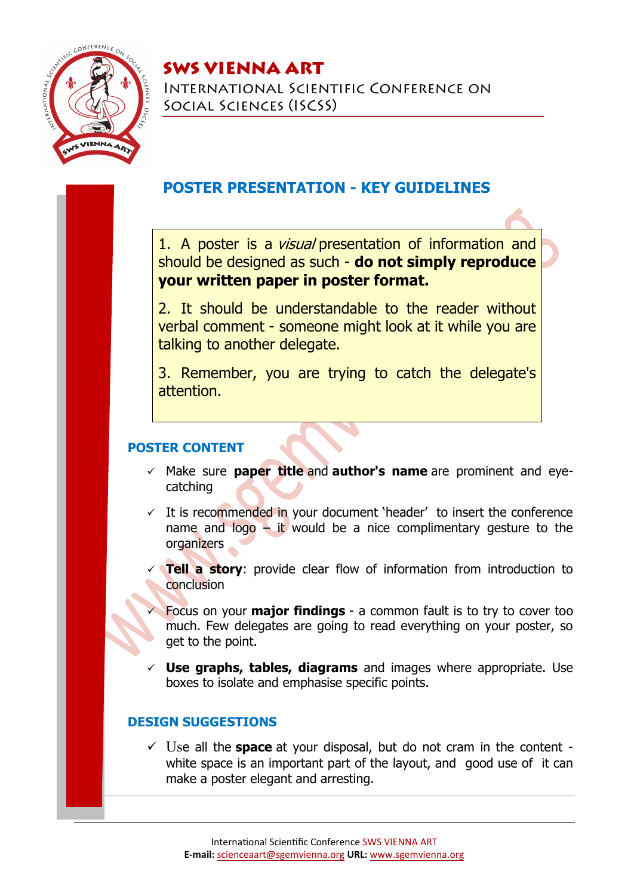# SWS VIENNA ART

International Scientific Conference on Social Sciences (ISCSS)

## POSTER PRESENTATION - KEY GUIDELINES

1. A poster is a *visual* presentation of information and should be designed as such - **do not simply reproduce your written paper in poster format.**

2. It should be understandable to the reader without verbal comment - someone might look at it while you are talking to another delegate.

3. Remember, you are trying to catch the delegate's attention.

### POSTER CONTENT

- ✓ Make sure **paper title** and **author's name** are prominent and eye-catching
- ✓ It is recommended in your document 'header' to insert the conference name and logo – it would be a nice complimentary gesture to the organizers
- ✓ **Tell a story**: provide clear flow of information from introduction to conclusion
- ✓ Focus on your **major findings** - a common fault is to try to cover too much. Few delegates are going to read everything on your poster, so get to the point.
- ✓ **Use graphs, tables, diagrams** and images where appropriate. Use boxes to isolate and emphasise specific points.

### DESIGN SUGGESTIONS

- ✓ Use all the **space** at your disposal, but do not cram in the content - white space is an important part of the layout, and good use of it can make a poster elegant and arresting.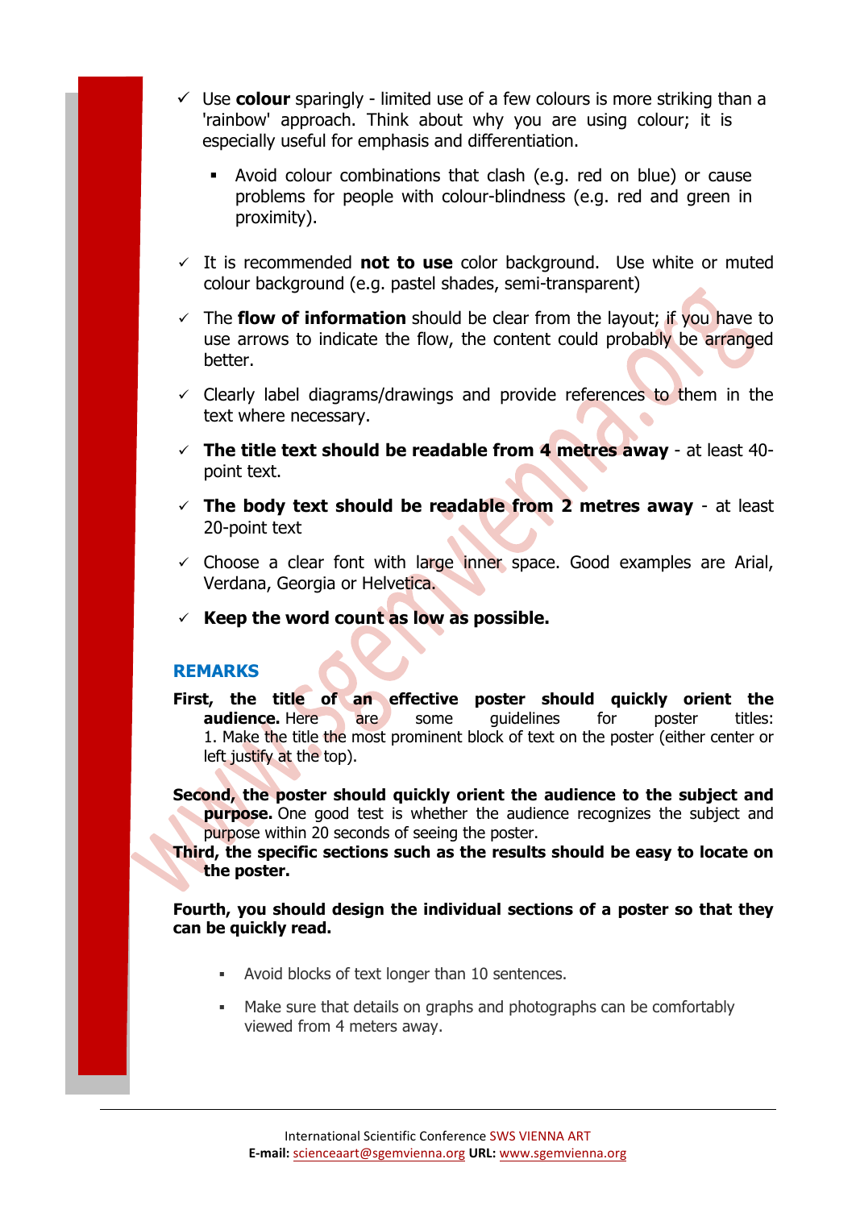- ✓ Use **colour** sparingly - limited use of a few colours is more striking than a 'rainbow' approach. Think about why you are using colour; it is especially useful for emphasis and differentiation.
  - Avoid colour combinations that clash (e.g. red on blue) or cause problems for people with colour-blindness (e.g. red and green in proximity).
- ✓ It is recommended **not to use** color background. Use white or muted colour background (e.g. pastel shades, semi-transparent)
- ✓ The **flow of information** should be clear from the layout; if you have to use arrows to indicate the flow, the content could probably be arranged better.
- ✓ Clearly label diagrams/drawings and provide references to them in the text where necessary.
- ✓ **The title text should be readable from 4 metres away** - at least 40-point text.
- ✓ **The body text should be readable from 2 metres away** - at least 20-point text
- ✓ Choose a clear font with large inner space. Good examples are Arial, Verdana, Georgia or Helvetica.
- ✓ **Keep the word count as low as possible.**

## REMARKS

**First, the title of an effective poster should quickly orient the audience.** Here are some guidelines for poster titles: 1. Make the title the most prominent block of text on the poster (either center or left justify at the top).

**Second, the poster should quickly orient the audience to the subject and purpose.** One good test is whether the audience recognizes the subject and purpose within 20 seconds of seeing the poster.

**Third, the specific sections such as the results should be easy to locate on the poster.**

**Fourth, you should design the individual sections of a poster so that they can be quickly read.**

- Avoid blocks of text longer than 10 sentences.
- Make sure that details on graphs and photographs can be comfortably viewed from 4 meters away.